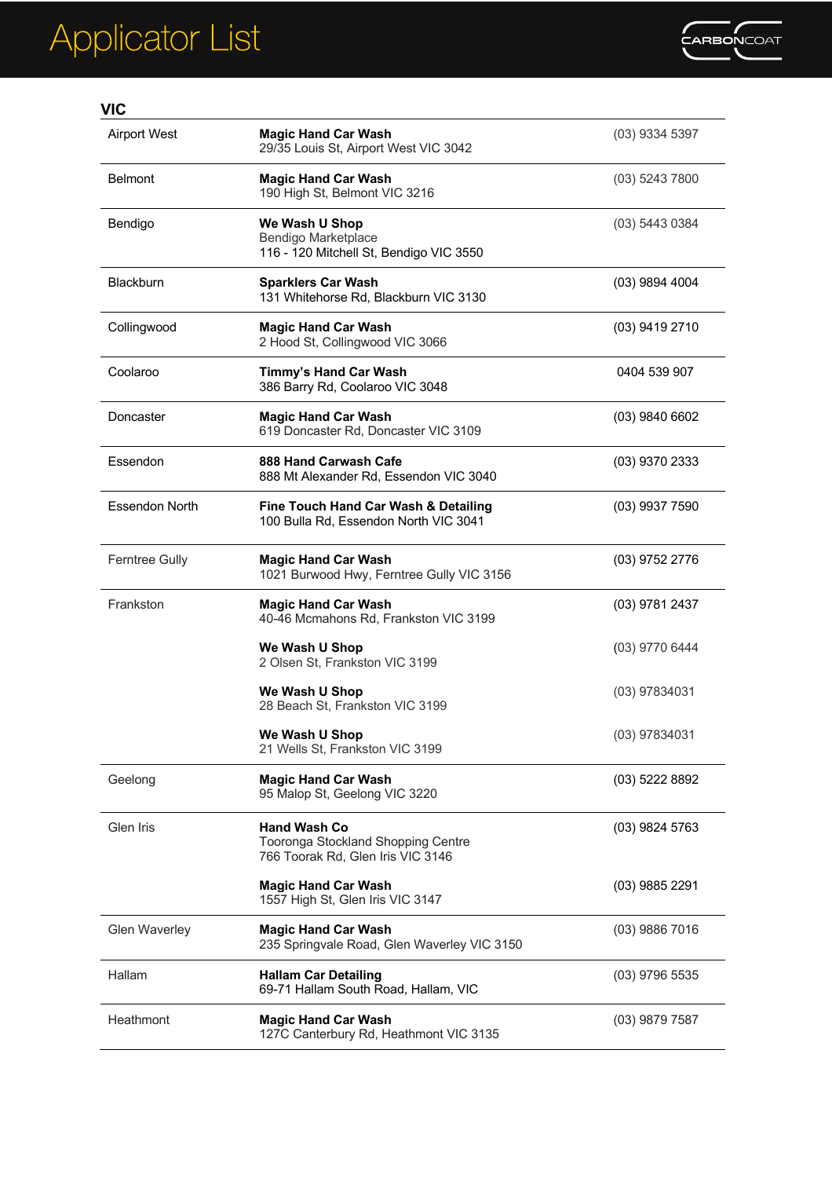# Applicator List

CARBONCOAT

## VIC

| Suburb | Applicator | Phone |
|---|---|---|
| Airport West | **Magic Hand Car Wash**<br>29/35 Louis St, Airport West VIC 3042 | (03) 9334 5397 |
| Belmont | **Magic Hand Car Wash**<br>190 High St, Belmont VIC 3216 | (03) 5243 7800 |
| Bendigo | **We Wash U Shop**<br>Bendigo Marketplace<br>116 - 120 Mitchell St, Bendigo VIC 3550 | (03) 5443 0384 |
| Blackburn | **Sparklers Car Wash**<br>131 Whitehorse Rd, Blackburn VIC 3130 | (03) 9894 4004 |
| Collingwood | **Magic Hand Car Wash**<br>2 Hood St, Collingwood VIC 3066 | (03) 9419 2710 |
| Coolaroo | **Timmy's Hand Car Wash**<br>386 Barry Rd, Coolaroo VIC 3048 | 0404 539 907 |
| Doncaster | **Magic Hand Car Wash**<br>619 Doncaster Rd, Doncaster VIC 3109 | (03) 9840 6602 |
| Essendon | **888 Hand Carwash Cafe**<br>888 Mt Alexander Rd, Essendon VIC 3040 | (03) 9370 2333 |
| Essendon North | **Fine Touch Hand Car Wash & Detailing**<br>100 Bulla Rd, Essendon North VIC 3041 | (03) 9937 7590 |
| Ferntree Gully | **Magic Hand Car Wash**<br>1021 Burwood Hwy, Ferntree Gully VIC 3156 | (03) 9752 2776 |
| Frankston | **Magic Hand Car Wash**<br>40-46 Mcmahons Rd, Frankston VIC 3199 | (03) 9781 2437 |
| | **We Wash U Shop**<br>2 Olsen St, Frankston VIC 3199 | (03) 9770 6444 |
| | **We Wash U Shop**<br>28 Beach St, Frankston VIC 3199 | (03) 97834031 |
| | **We Wash U Shop**<br>21 Wells St, Frankston VIC 3199 | (03) 97834031 |
| Geelong | **Magic Hand Car Wash**<br>95 Malop St, Geelong VIC 3220 | (03) 5222 8892 |
| Glen Iris | **Hand Wash Co**<br>Tooronga Stockland Shopping Centre<br>766 Toorak Rd, Glen Iris VIC 3146 | (03) 9824 5763 |
| | **Magic Hand Car Wash**<br>1557 High St, Glen Iris VIC 3147 | (03) 9885 2291 |
| Glen Waverley | **Magic Hand Car Wash**<br>235 Springvale Road, Glen Waverley VIC 3150 | (03) 9886 7016 |
| Hallam | **Hallam Car Detailing**<br>69-71 Hallam South Road, Hallam, VIC | (03) 9796 5535 |
| Heathmont | **Magic Hand Car Wash**<br>127C Canterbury Rd, Heathmont VIC 3135 | (03) 9879 7587 |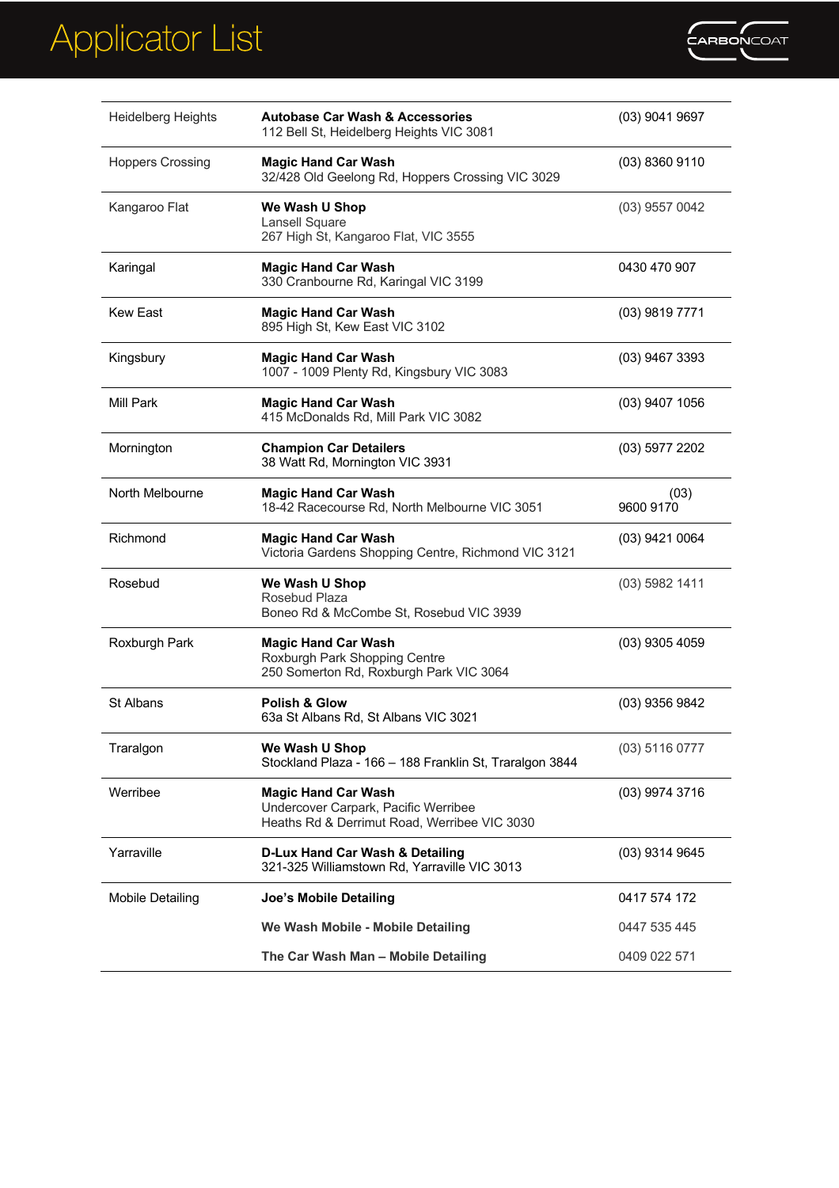# Applicator List

| Location | Applicator | Phone |
|---|---|---|
| Heidelberg Heights | **Autobase Car Wash & Accessories**<br>112 Bell St, Heidelberg Heights VIC 3081 | (03) 9041 9697 |
| Hoppers Crossing | **Magic Hand Car Wash**<br>32/428 Old Geelong Rd, Hoppers Crossing VIC 3029 | (03) 8360 9110 |
| Kangaroo Flat | **We Wash U Shop**<br>Lansell Square<br>267 High St, Kangaroo Flat, VIC 3555 | (03) 9557 0042 |
| Karingal | **Magic Hand Car Wash**<br>330 Cranbourne Rd, Karingal VIC 3199 | 0430 470 907 |
| Kew East | **Magic Hand Car Wash**<br>895 High St, Kew East VIC 3102 | (03) 9819 7771 |
| Kingsbury | **Magic Hand Car Wash**<br>1007 - 1009 Plenty Rd, Kingsbury VIC 3083 | (03) 9467 3393 |
| Mill Park | **Magic Hand Car Wash**<br>415 McDonalds Rd, Mill Park VIC 3082 | (03) 9407 1056 |
| Mornington | **Champion Car Detailers**<br>38 Watt Rd, Mornington VIC 3931 | (03) 5977 2202 |
| North Melbourne | **Magic Hand Car Wash**<br>18-42 Racecourse Rd, North Melbourne VIC 3051 | (03) 9600 9170 |
| Richmond | **Magic Hand Car Wash**<br>Victoria Gardens Shopping Centre, Richmond VIC 3121 | (03) 9421 0064 |
| Rosebud | **We Wash U Shop**<br>Rosebud Plaza<br>Boneo Rd & McCombe St, Rosebud VIC 3939 | (03) 5982 1411 |
| Roxburgh Park | **Magic Hand Car Wash**<br>Roxburgh Park Shopping Centre<br>250 Somerton Rd, Roxburgh Park VIC 3064 | (03) 9305 4059 |
| St Albans | **Polish & Glow**<br>63a St Albans Rd, St Albans VIC 3021 | (03) 9356 9842 |
| Traralgon | **We Wash U Shop**<br>Stockland Plaza - 166 – 188 Franklin St, Traralgon 3844 | (03) 5116 0777 |
| Werribee | **Magic Hand Car Wash**<br>Undercover Carpark, Pacific Werribee<br>Heaths Rd & Derrimut Road, Werribee VIC 3030 | (03) 9974 3716 |
| Yarraville | **D-Lux Hand Car Wash & Detailing**<br>321-325 Williamstown Rd, Yarraville VIC 3013 | (03) 9314 9645 |
| Mobile Detailing | **Joe's Mobile Detailing** | 0417 574 172 |
| | **We Wash Mobile - Mobile Detailing** | 0447 535 445 |
| | **The Car Wash Man – Mobile Detailing** | 0409 022 571 |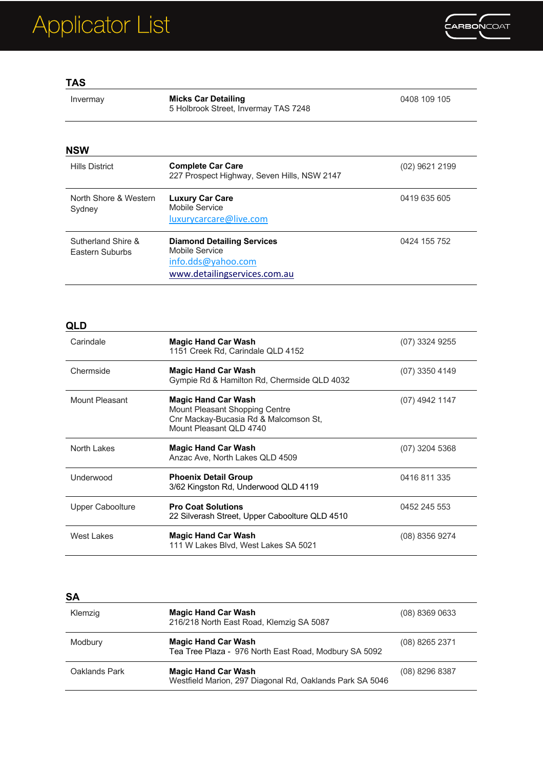# Applicator List

CARBONCOAT

## TAS

| Location | Applicator | Phone |
|---|---|---|
| Invermay | **Micks Car Detailing**<br>5 Holbrook Street, Invermay TAS 7248 | 0408 109 105 |

## NSW

| Location | Applicator | Phone |
|---|---|---|
| Hills District | **Complete Car Care**<br>227 Prospect Highway, Seven Hills, NSW 2147 | (02) 9621 2199 |
| North Shore & Western Sydney | **Luxury Car Care**<br>Mobile Service<br>luxurycarcare@live.com | 0419 635 605 |
| Sutherland Shire & Eastern Suburbs | **Diamond Detailing Services**<br>Mobile Service<br>info.dds@yahoo.com<br>www.detailingservices.com.au | 0424 155 752 |

## QLD

| Location | Applicator | Phone |
|---|---|---|
| Carindale | **Magic Hand Car Wash**<br>1151 Creek Rd, Carindale QLD 4152 | (07) 3324 9255 |
| Chermside | **Magic Hand Car Wash**<br>Gympie Rd & Hamilton Rd, Chermside QLD 4032 | (07) 3350 4149 |
| Mount Pleasant | **Magic Hand Car Wash**<br>Mount Pleasant Shopping Centre<br>Cnr Mackay-Bucasia Rd & Malcomson St,<br>Mount Pleasant QLD 4740 | (07) 4942 1147 |
| North Lakes | **Magic Hand Car Wash**<br>Anzac Ave, North Lakes QLD 4509 | (07) 3204 5368 |
| Underwood | **Phoenix Detail Group**<br>3/62 Kingston Rd, Underwood QLD 4119 | 0416 811 335 |
| Upper Caboolture | **Pro Coat Solutions**<br>22 Silverash Street, Upper Caboolture QLD 4510 | 0452 245 553 |
| West Lakes | **Magic Hand Car Wash**<br>111 W Lakes Blvd, West Lakes SA 5021 | (08) 8356 9274 |

## SA

| Location | Applicator | Phone |
|---|---|---|
| Klemzig | **Magic Hand Car Wash**<br>216/218 North East Road, Klemzig SA 5087 | (08) 8369 0633 |
| Modbury | **Magic Hand Car Wash**<br>Tea Tree Plaza - 976 North East Road, Modbury SA 5092 | (08) 8265 2371 |
| Oaklands Park | **Magic Hand Car Wash**<br>Westfield Marion, 297 Diagonal Rd, Oaklands Park SA 5046 | (08) 8296 8387 |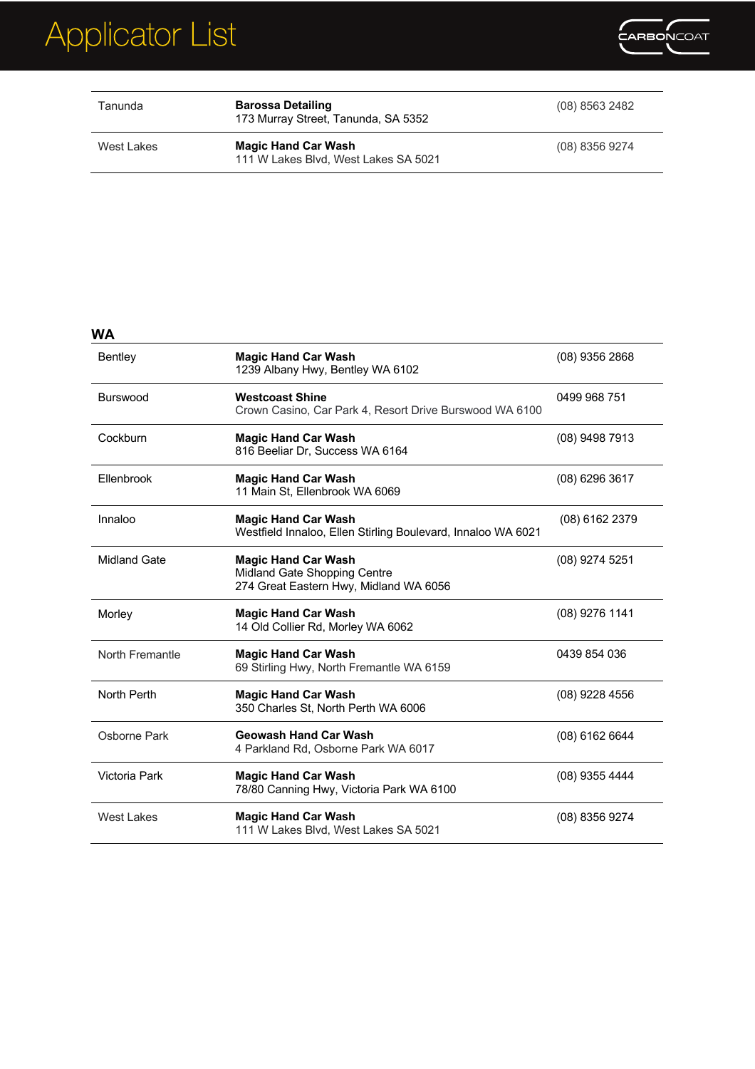| | | |
|---|---|---|
| Tanunda | **Barossa Detailing**<br>173 Murray Street, Tanunda, SA 5352 | (08) 8563 2482 |
| West Lakes | **Magic Hand Car Wash**<br>111 W Lakes Blvd, West Lakes SA 5021 | (08) 8356 9274 |

## WA

| | | |
|---|---|---|
| Bentley | **Magic Hand Car Wash**<br>1239 Albany Hwy, Bentley WA 6102 | (08) 9356 2868 |
| Burswood | **Westcoast Shine**<br>Crown Casino, Car Park 4, Resort Drive Burswood WA 6100 | 0499 968 751 |
| Cockburn | **Magic Hand Car Wash**<br>816 Beeliar Dr, Success WA 6164 | (08) 9498 7913 |
| Ellenbrook | **Magic Hand Car Wash**<br>11 Main St, Ellenbrook WA 6069 | (08) 6296 3617 |
| Innaloo | **Magic Hand Car Wash**<br>Westfield Innaloo, Ellen Stirling Boulevard, Innaloo WA 6021 | (08) 6162 2379 |
| Midland Gate | **Magic Hand Car Wash**<br>Midland Gate Shopping Centre<br>274 Great Eastern Hwy, Midland WA 6056 | (08) 9274 5251 |
| Morley | **Magic Hand Car Wash**<br>14 Old Collier Rd, Morley WA 6062 | (08) 9276 1141 |
| North Fremantle | **Magic Hand Car Wash**<br>69 Stirling Hwy, North Fremantle WA 6159 | 0439 854 036 |
| North Perth | **Magic Hand Car Wash**<br>350 Charles St, North Perth WA 6006 | (08) 9228 4556 |
| Osborne Park | **Geowash Hand Car Wash**<br>4 Parkland Rd, Osborne Park WA 6017 | (08) 6162 6644 |
| Victoria Park | **Magic Hand Car Wash**<br>78/80 Canning Hwy, Victoria Park WA 6100 | (08) 9355 4444 |
| West Lakes | **Magic Hand Car Wash**<br>111 W Lakes Blvd, West Lakes SA 5021 | (08) 8356 9274 |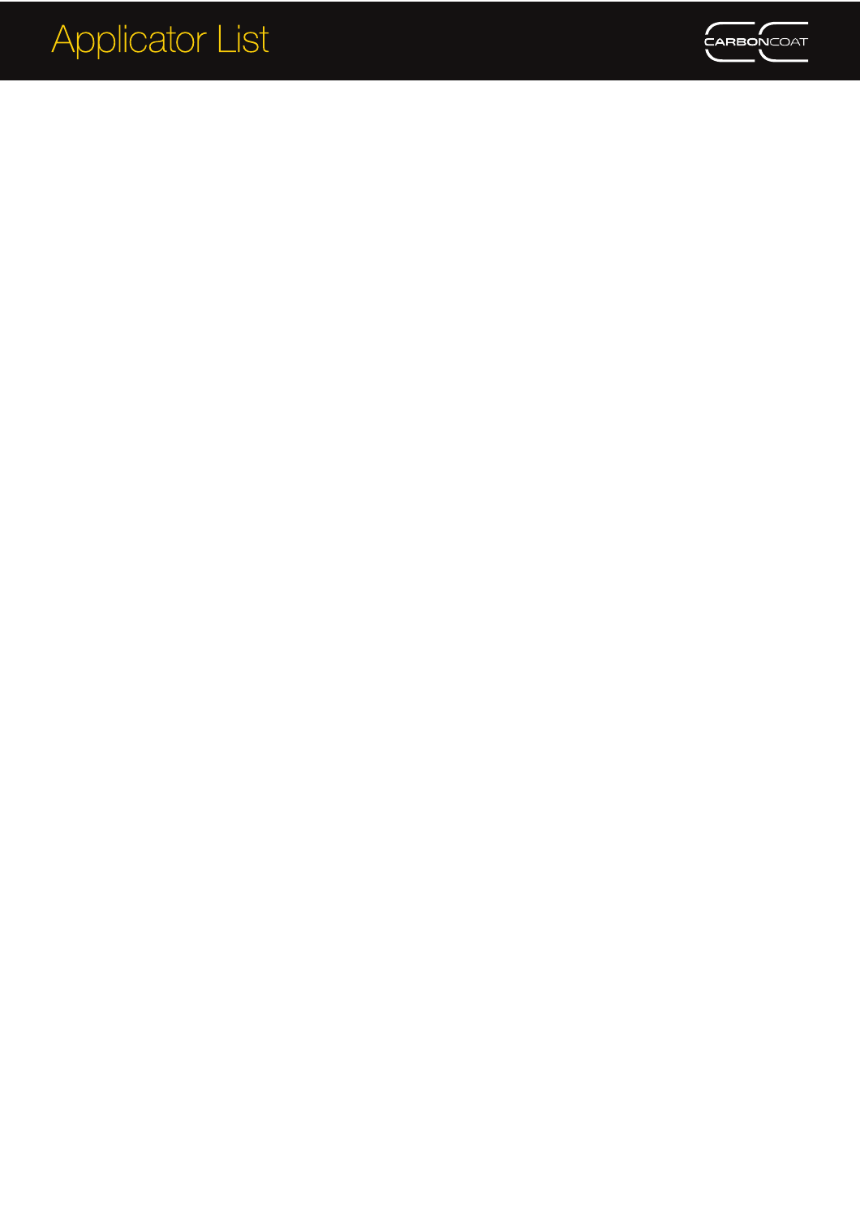# Applicator List